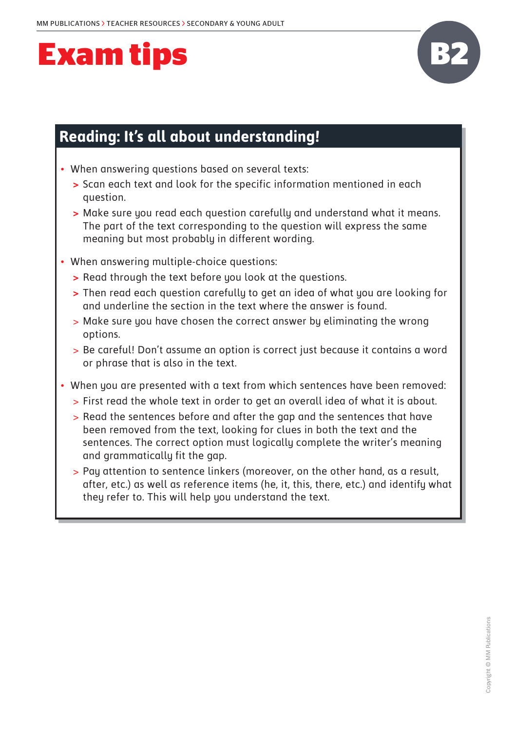MM PUBLICATIONS > TEACHER RESOURCES > SECONDARY & YOUNG ADULT

# Exam tips

**B2**

## Reading: It's all about understanding!

- When answering questions based on several texts:
  - > Scan each text and look for the specific information mentioned in each question.
  - > Make sure you read each question carefully and understand what it means. The part of the text corresponding to the question will express the same meaning but most probably in different wording.
- When answering multiple-choice questions:
  - > Read through the text before you look at the questions.
  - > Then read each question carefully to get an idea of what you are looking for and underline the section in the text where the answer is found.
  - > Make sure you have chosen the correct answer by eliminating the wrong options.
  - > Be careful! Don't assume an option is correct just because it contains a word or phrase that is also in the text.
- When you are presented with a text from which sentences have been removed:
  - > First read the whole text in order to get an overall idea of what it is about.
  - > Read the sentences before and after the gap and the sentences that have been removed from the text, looking for clues in both the text and the sentences. The correct option must logically complete the writer's meaning and grammatically fit the gap.
  - > Pay attention to sentence linkers (moreover, on the other hand, as a result, after, etc.) as well as reference items (he, it, this, there, etc.) and identify what they refer to. This will help you understand the text.

Copyright © MM Publications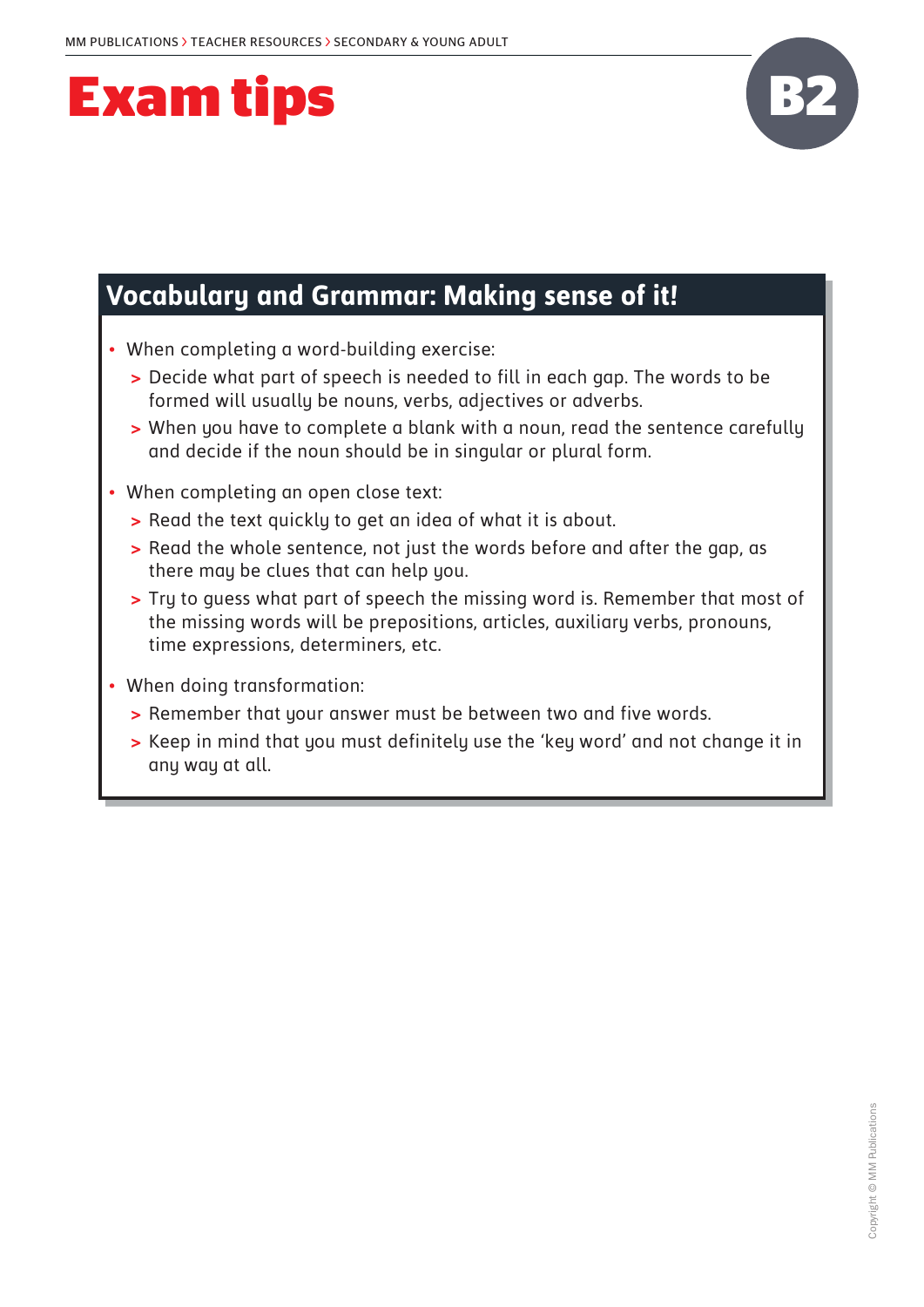# Exam tips

B2

## Vocabulary and Grammar: Making sense of it!

- When completing a word-building exercise:
  - Decide what part of speech is needed to fill in each gap. The words to be formed will usually be nouns, verbs, adjectives or adverbs.
  - When you have to complete a blank with a noun, read the sentence carefully and decide if the noun should be in singular or plural form.
- When completing an open close text:
  - Read the text quickly to get an idea of what it is about.
  - Read the whole sentence, not just the words before and after the gap, as there may be clues that can help you.
  - Try to guess what part of speech the missing word is. Remember that most of the missing words will be prepositions, articles, auxiliary verbs, pronouns, time expressions, determiners, etc.
- When doing transformation:
  - Remember that your answer must be between two and five words.
  - Keep in mind that you must definitely use the 'key word' and not change it in any way at all.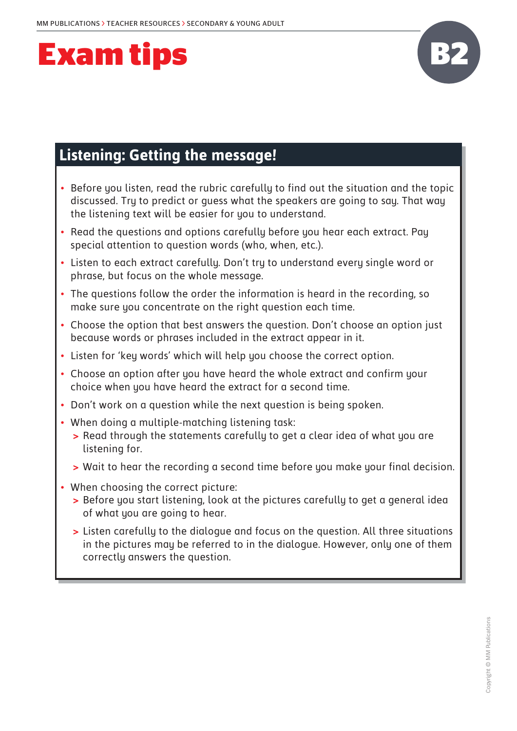# Exam tips

B2

## Listening: Getting the message!

- Before you listen, read the rubric carefully to find out the situation and the topic discussed. Try to predict or guess what the speakers are going to say. That way the listening text will be easier for you to understand.
- Read the questions and options carefully before you hear each extract. Pay special attention to question words (who, when, etc.).
- Listen to each extract carefully. Don't try to understand every single word or phrase, but focus on the whole message.
- The questions follow the order the information is heard in the recording, so make sure you concentrate on the right question each time.
- Choose the option that best answers the question. Don't choose an option just because words or phrases included in the extract appear in it.
- Listen for 'key words' which will help you choose the correct option.
- Choose an option after you have heard the whole extract and confirm your choice when you have heard the extract for a second time.
- Don't work on a question while the next question is being spoken.
- When doing a multiple-matching listening task:
  - Read through the statements carefully to get a clear idea of what you are listening for.
  - Wait to hear the recording a second time before you make your final decision.
- When choosing the correct picture:
  - Before you start listening, look at the pictures carefully to get a general idea of what you are going to hear.
  - Listen carefully to the dialogue and focus on the question. All three situations in the pictures may be referred to in the dialogue. However, only one of them correctly answers the question.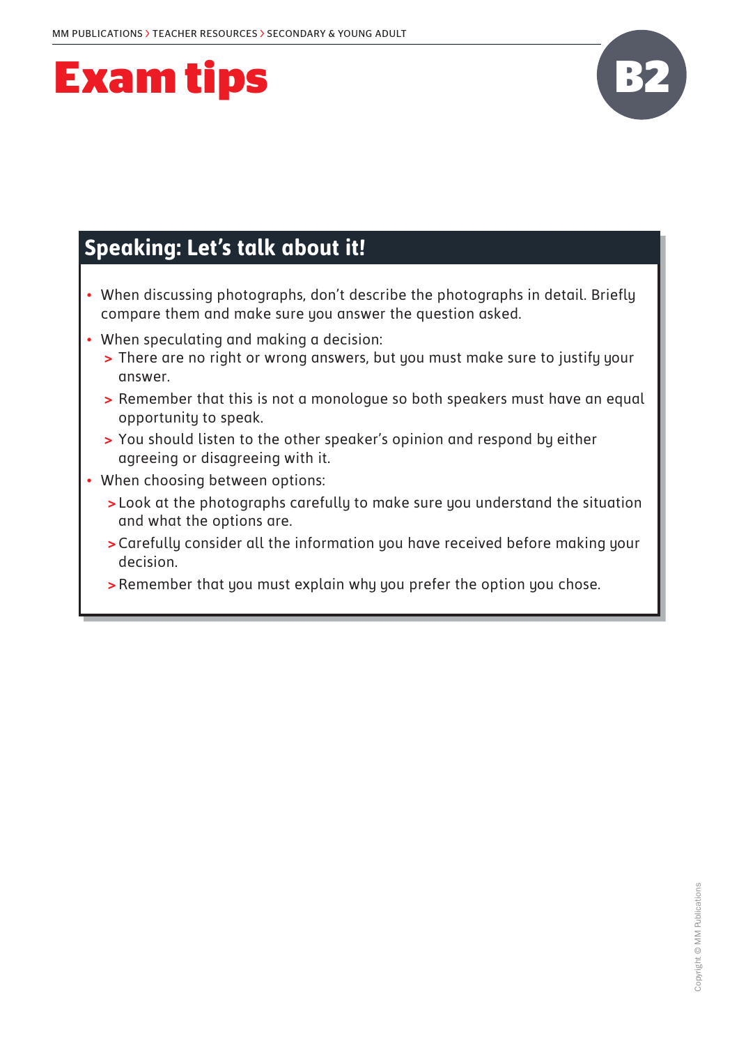# Exam tips

B2

## Speaking: Let's talk about it!

- When discussing photographs, don't describe the photographs in detail. Briefly compare them and make sure you answer the question asked.
- When speculating and making a decision:
  - > There are no right or wrong answers, but you must make sure to justify your answer.
  - > Remember that this is not a monologue so both speakers must have an equal opportunity to speak.
  - > You should listen to the other speaker's opinion and respond by either agreeing or disagreeing with it.
- When choosing between options:
  - > Look at the photographs carefully to make sure you understand the situation and what the options are.
  - > Carefully consider all the information you have received before making your decision.
  - > Remember that you must explain why you prefer the option you chose.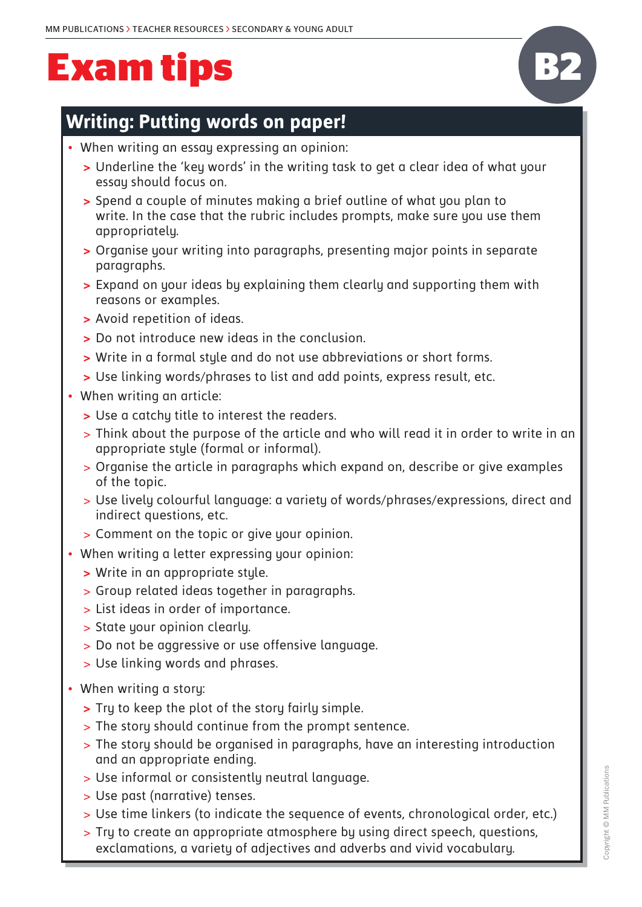# Exam tips

B2

## Writing: Putting words on paper!

- When writing an essay expressing an opinion:
  - Underline the 'key words' in the writing task to get a clear idea of what your essay should focus on.
  - Spend a couple of minutes making a brief outline of what you plan to write. In the case that the rubric includes prompts, make sure you use them appropriately.
  - Organise your writing into paragraphs, presenting major points in separate paragraphs.
  - Expand on your ideas by explaining them clearly and supporting them with reasons or examples.
  - Avoid repetition of ideas.
  - Do not introduce new ideas in the conclusion.
  - Write in a formal style and do not use abbreviations or short forms.
  - Use linking words/phrases to list and add points, express result, etc.
- When writing an article:
  - Use a catchy title to interest the readers.
  - Think about the purpose of the article and who will read it in order to write in an appropriate style (formal or informal).
  - Organise the article in paragraphs which expand on, describe or give examples of the topic.
  - Use lively colourful language: a variety of words/phrases/expressions, direct and indirect questions, etc.
  - Comment on the topic or give your opinion.
- When writing a letter expressing your opinion:
  - Write in an appropriate style.
  - Group related ideas together in paragraphs.
  - List ideas in order of importance.
  - State your opinion clearly.
  - Do not be aggressive or use offensive language.
  - Use linking words and phrases.
- When writing a story:
  - Try to keep the plot of the story fairly simple.
  - The story should continue from the prompt sentence.
  - The story should be organised in paragraphs, have an interesting introduction and an appropriate ending.
  - Use informal or consistently neutral language.
  - Use past (narrative) tenses.
  - Use time linkers (to indicate the sequence of events, chronological order, etc.)
  - Try to create an appropriate atmosphere by using direct speech, questions, exclamations, a variety of adjectives and adverbs and vivid vocabulary.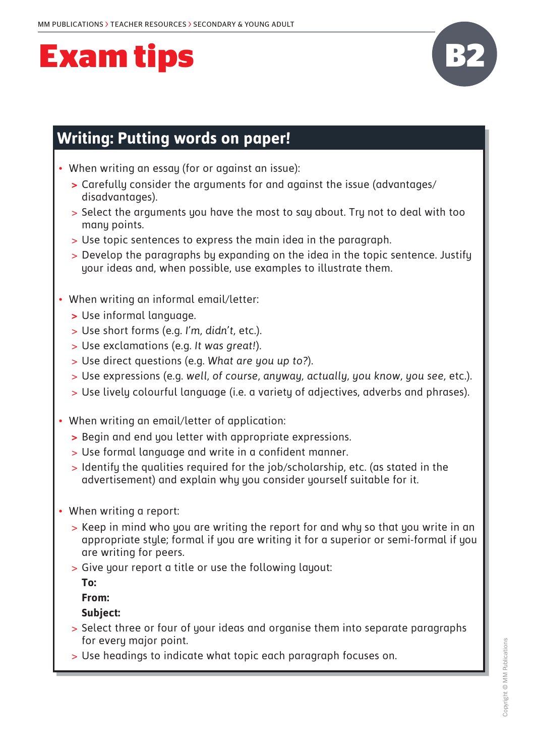# Exam tips

B2

## Writing: Putting words on paper!

- When writing an essay (for or against an issue):
  - Carefully consider the arguments for and against the issue (advantages/ disadvantages).
  - Select the arguments you have the most to say about. Try not to deal with too many points.
  - Use topic sentences to express the main idea in the paragraph.
  - Develop the paragraphs by expanding on the idea in the topic sentence. Justify your ideas and, when possible, use examples to illustrate them.

- When writing an informal email/letter:
  - Use informal language.
  - Use short forms (e.g. *I'm, didn't,* etc.).
  - Use exclamations (e.g. *It was great!*).
  - Use direct questions (e.g. *What are you up to?*).
  - Use expressions (e.g. *well, of course, anyway, actually, you know, you see,* etc.).
  - Use lively colourful language (i.e. a variety of adjectives, adverbs and phrases).

- When writing an email/letter of application:
  - Begin and end you letter with appropriate expressions.
  - Use formal language and write in a confident manner.
  - Identify the qualities required for the job/scholarship, etc. (as stated in the advertisement) and explain why you consider yourself suitable for it.

- When writing a report:
  - Keep in mind who you are writing the report for and why so that you write in an appropriate style; formal if you are writing it for a superior or semi-formal if you are writing for peers.
  - Give your report a title or use the following layout:

    **To:**

    **From:**

    **Subject:**
  - Select three or four of your ideas and organise them into separate paragraphs for every major point.
  - Use headings to indicate what topic each paragraph focuses on.